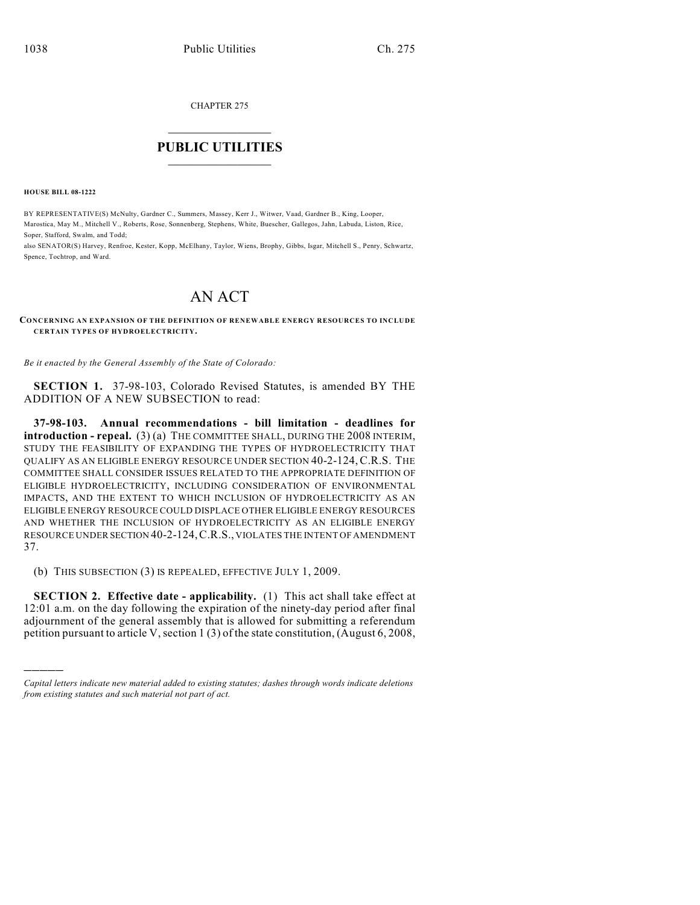CHAPTER 275

# PUBLIC UTILITIES

**HOUSE BILL 08-1222**

BY REPRESENTATIVE(S) McNulty, Gardner C., Summers, Massey, Kerr J., Witwer, Vaad, Gardner B., King, Looper, Marostica, May M., Mitchell V., Roberts, Rose, Sonnenberg, Stephens, White, Buescher, Gallegos, Jahn, Labuda, Liston, Rice, Soper, Stafford, Swalm, and Todd;
also SENATOR(S) Harvey, Renfroe, Kester, Kopp, McElhany, Taylor, Wiens, Brophy, Gibbs, Isgar, Mitchell S., Penry, Schwartz, Spence, Tochtrop, and Ward.

# AN ACT

**CONCERNING AN EXPANSION OF THE DEFINITION OF RENEWABLE ENERGY RESOURCES TO INCLUDE CERTAIN TYPES OF HYDROELECTRICITY.**

*Be it enacted by the General Assembly of the State of Colorado:*

**SECTION 1.** 37-98-103, Colorado Revised Statutes, is amended BY THE ADDITION OF A NEW SUBSECTION to read:

**37-98-103. Annual recommendations - bill limitation - deadlines for introduction - repeal.** (3) (a) THE COMMITTEE SHALL, DURING THE 2008 INTERIM, STUDY THE FEASIBILITY OF EXPANDING THE TYPES OF HYDROELECTRICITY THAT QUALIFY AS AN ELIGIBLE ENERGY RESOURCE UNDER SECTION 40-2-124, C.R.S. THE COMMITTEE SHALL CONSIDER ISSUES RELATED TO THE APPROPRIATE DEFINITION OF ELIGIBLE HYDROELECTRICITY, INCLUDING CONSIDERATION OF ENVIRONMENTAL IMPACTS, AND THE EXTENT TO WHICH INCLUSION OF HYDROELECTRICITY AS AN ELIGIBLE ENERGY RESOURCE COULD DISPLACE OTHER ELIGIBLE ENERGY RESOURCES AND WHETHER THE INCLUSION OF HYDROELECTRICITY AS AN ELIGIBLE ENERGY RESOURCE UNDER SECTION 40-2-124, C.R.S., VIOLATES THE INTENT OF AMENDMENT 37.

(b) THIS SUBSECTION (3) IS REPEALED, EFFECTIVE JULY 1, 2009.

**SECTION 2. Effective date - applicability.** (1) This act shall take effect at 12:01 a.m. on the day following the expiration of the ninety-day period after final adjournment of the general assembly that is allowed for submitting a referendum petition pursuant to article V, section 1 (3) of the state constitution, (August 6, 2008,

*Capital letters indicate new material added to existing statutes; dashes through words indicate deletions from existing statutes and such material not part of act.*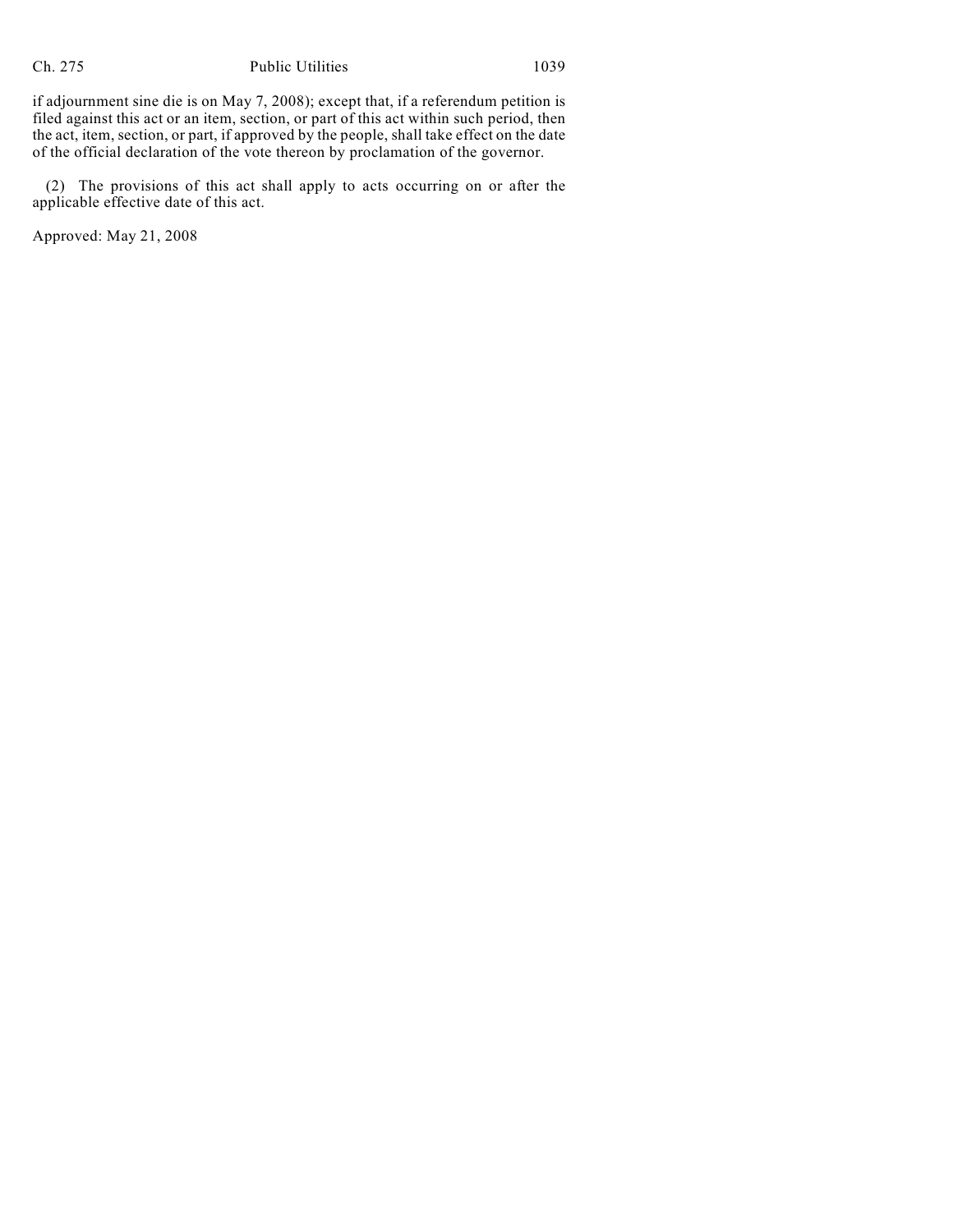if adjournment sine die is on May 7, 2008); except that, if a referendum petition is filed against this act or an item, section, or part of this act within such period, then the act, item, section, or part, if approved by the people, shall take effect on the date of the official declaration of the vote thereon by proclamation of the governor.

(2) The provisions of this act shall apply to acts occurring on or after the applicable effective date of this act.

Approved: May 21, 2008